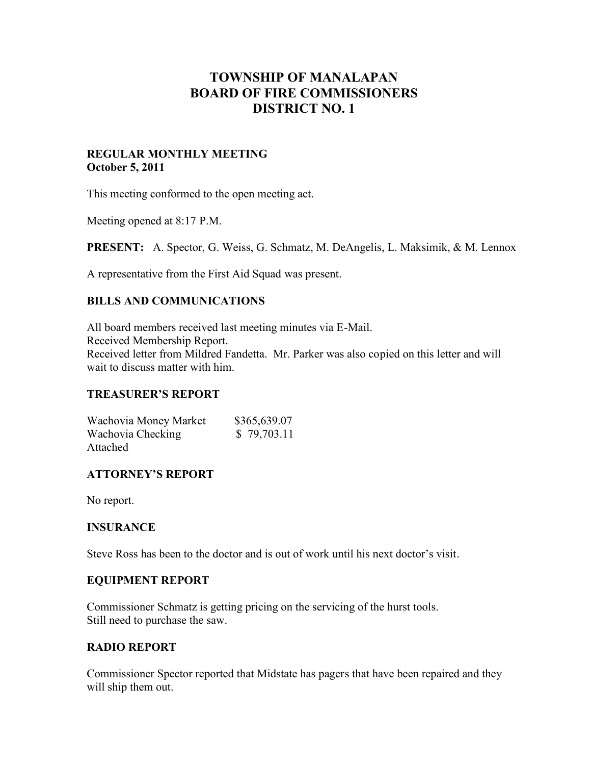# TOWNSHIP OF MANALAPAN
# BOARD OF FIRE COMMISSIONERS
# DISTRICT NO. 1

**REGULAR MONTHLY MEETING**
**October 5, 2011**

This meeting conformed to the open meeting act.

Meeting opened at 8:17 P.M.

**PRESENT:** A. Spector, G. Weiss, G. Schmatz, M. DeAngelis, L. Maksimik, & M. Lennox

A representative from the First Aid Squad was present.

## BILLS AND COMMUNICATIONS

All board members received last meeting minutes via E-Mail.
Received Membership Report.
Received letter from Mildred Fandetta. Mr. Parker was also copied on this letter and will wait to discuss matter with him.

## TREASURER'S REPORT

| | |
|---|---|
| Wachovia Money Market | $365,639.07 |
| Wachovia Checking | $ 79,703.11 |

Attached

## ATTORNEY'S REPORT

No report.

## INSURANCE

Steve Ross has been to the doctor and is out of work until his next doctor's visit.

## EQUIPMENT REPORT

Commissioner Schmatz is getting pricing on the servicing of the hurst tools.
Still need to purchase the saw.

## RADIO REPORT

Commissioner Spector reported that Midstate has pagers that have been repaired and they will ship them out.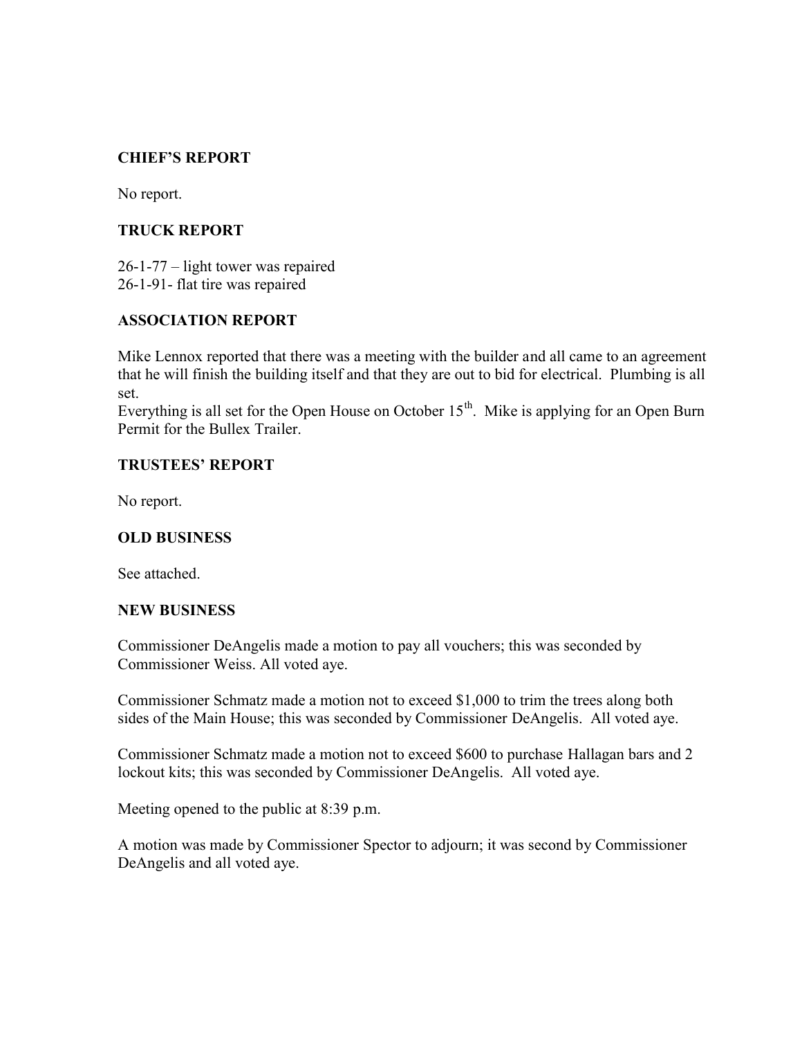## CHIEF'S REPORT

No report.

## TRUCK REPORT

26-1-77 – light tower was repaired
26-1-91- flat tire was repaired

## ASSOCIATION REPORT

Mike Lennox reported that there was a meeting with the builder and all came to an agreement that he will finish the building itself and that they are out to bid for electrical. Plumbing is all set.
Everything is all set for the Open House on October 15th. Mike is applying for an Open Burn Permit for the Bullex Trailer.

## TRUSTEES' REPORT

No report.

## OLD BUSINESS

See attached.

## NEW BUSINESS

Commissioner DeAngelis made a motion to pay all vouchers; this was seconded by Commissioner Weiss. All voted aye.

Commissioner Schmatz made a motion not to exceed $1,000 to trim the trees along both sides of the Main House; this was seconded by Commissioner DeAngelis. All voted aye.

Commissioner Schmatz made a motion not to exceed $600 to purchase Hallagan bars and 2 lockout kits; this was seconded by Commissioner DeAngelis. All voted aye.

Meeting opened to the public at 8:39 p.m.

A motion was made by Commissioner Spector to adjourn; it was second by Commissioner DeAngelis and all voted aye.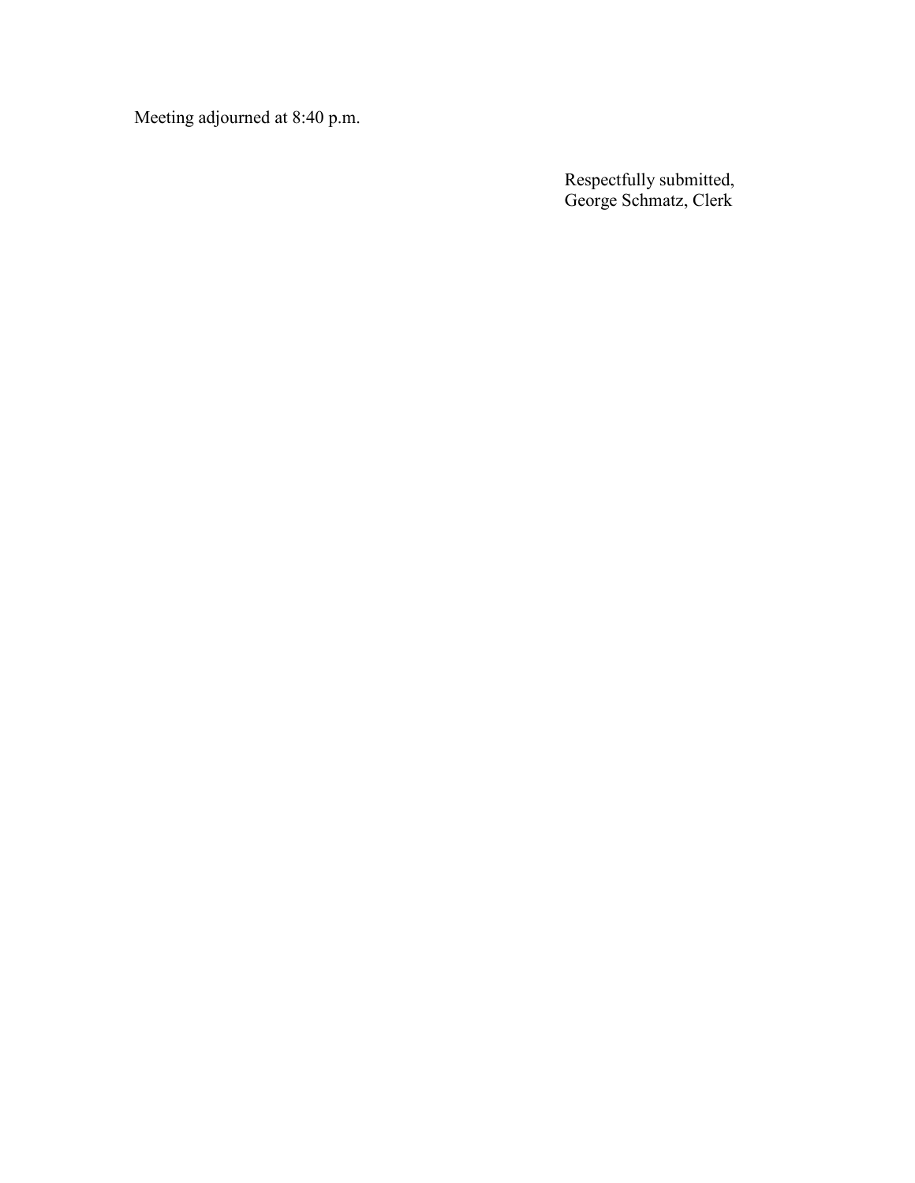Meeting adjourned at 8:40 p.m.

Respectfully submitted,
George Schmatz, Clerk